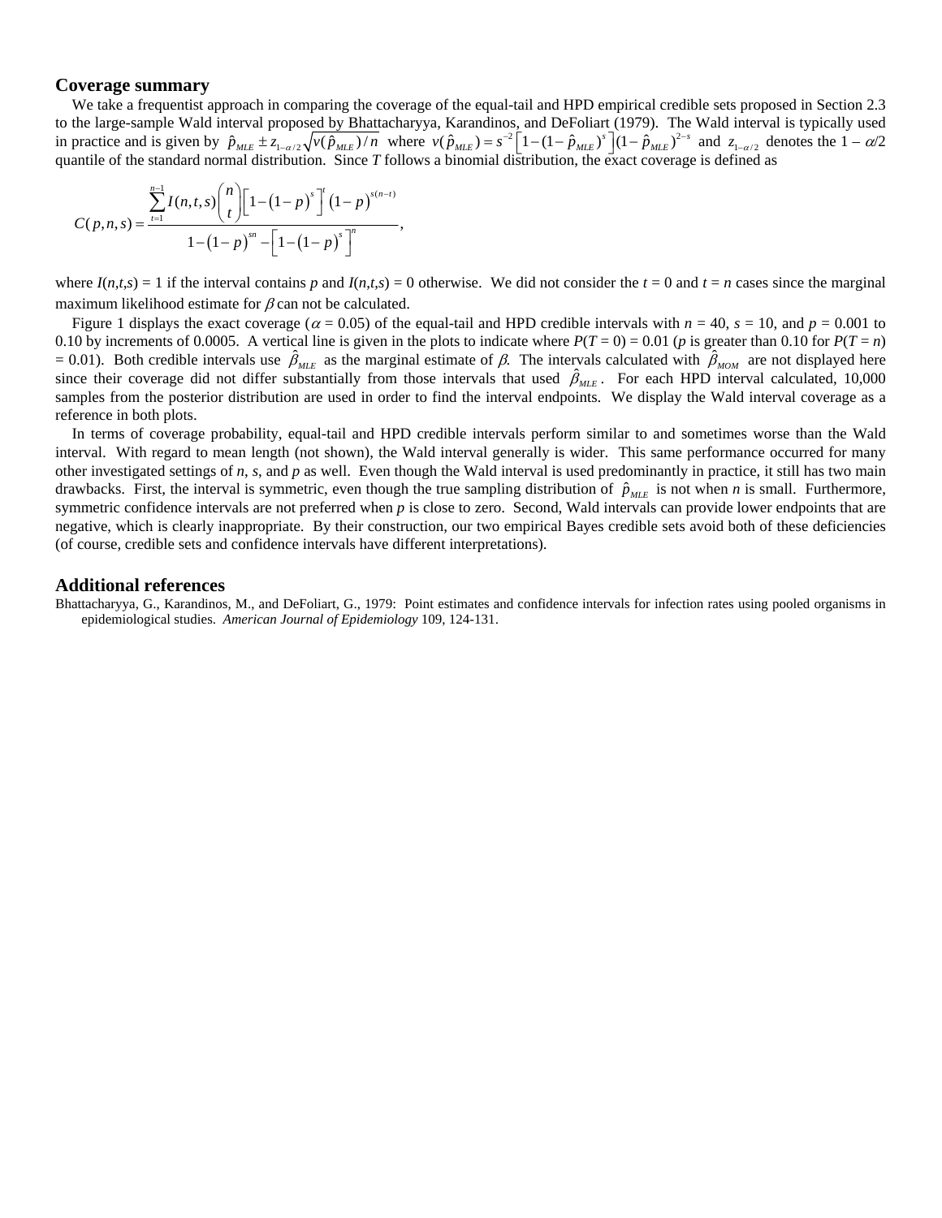## Coverage summary

We take a frequentist approach in comparing the coverage of the equal-tail and HPD empirical credible sets proposed in Section 2.3 to the large-sample Wald interval proposed by Bhattacharyya, Karandinos, and DeFoliart (1979). The Wald interval is typically used in practice and is given by $\hat{p}_{MLE} \pm z_{1-\alpha/2}\sqrt{v(\hat{p}_{MLE})/n}$ where $v(\hat{p}_{MLE}) = s^{-2}\left[1-(1-\hat{p}_{MLE})^{s}\right](1-\hat{p}_{MLE})^{2-s}$ and $z_{1-\alpha/2}$ denotes the $1 - \alpha/2$ quantile of the standard normal distribution. Since $T$ follows a binomial distribution, the exact coverage is defined as

$$C(p,n,s) = \frac{\sum_{t=1}^{n-1} I(n,t,s)\binom{n}{t}\left[1-(1-p)^{s}\right]^{t}(1-p)^{s(n-t)}}{1-(1-p)^{sn}-\left[1-(1-p)^{s}\right]^{n}},$$

where $I(n,t,s) = 1$ if the interval contains $p$ and $I(n,t,s) = 0$ otherwise. We did not consider the $t = 0$ and $t = n$ cases since the marginal maximum likelihood estimate for $\beta$ can not be calculated.

Figure 1 displays the exact coverage ($\alpha = 0.05$) of the equal-tail and HPD credible intervals with $n = 40$, $s = 10$, and $p = 0.001$ to 0.10 by increments of 0.0005. A vertical line is given in the plots to indicate where $P(T = 0) = 0.01$ ($p$ is greater than 0.10 for $P(T = n) = 0.01$). Both credible intervals use $\hat{\beta}_{MLE}$ as the marginal estimate of $\beta$. The intervals calculated with $\hat{\beta}_{MOM}$ are not displayed here since their coverage did not differ substantially from those intervals that used $\hat{\beta}_{MLE}$. For each HPD interval calculated, 10,000 samples from the posterior distribution are used in order to find the interval endpoints. We display the Wald interval coverage as a reference in both plots.

In terms of coverage probability, equal-tail and HPD credible intervals perform similar to and sometimes worse than the Wald interval. With regard to mean length (not shown), the Wald interval generally is wider. This same performance occurred for many other investigated settings of $n$, $s$, and $p$ as well. Even though the Wald interval is used predominantly in practice, it still has two main drawbacks. First, the interval is symmetric, even though the true sampling distribution of $\hat{p}_{MLE}$ is not when $n$ is small. Furthermore, symmetric confidence intervals are not preferred when $p$ is close to zero. Second, Wald intervals can provide lower endpoints that are negative, which is clearly inappropriate. By their construction, our two empirical Bayes credible sets avoid both of these deficiencies (of course, credible sets and confidence intervals have different interpretations).

## Additional references

Bhattacharyya, G., Karandinos, M., and DeFoliart, G., 1979: Point estimates and confidence intervals for infection rates using pooled organisms in epidemiological studies. *American Journal of Epidemiology* 109, 124-131.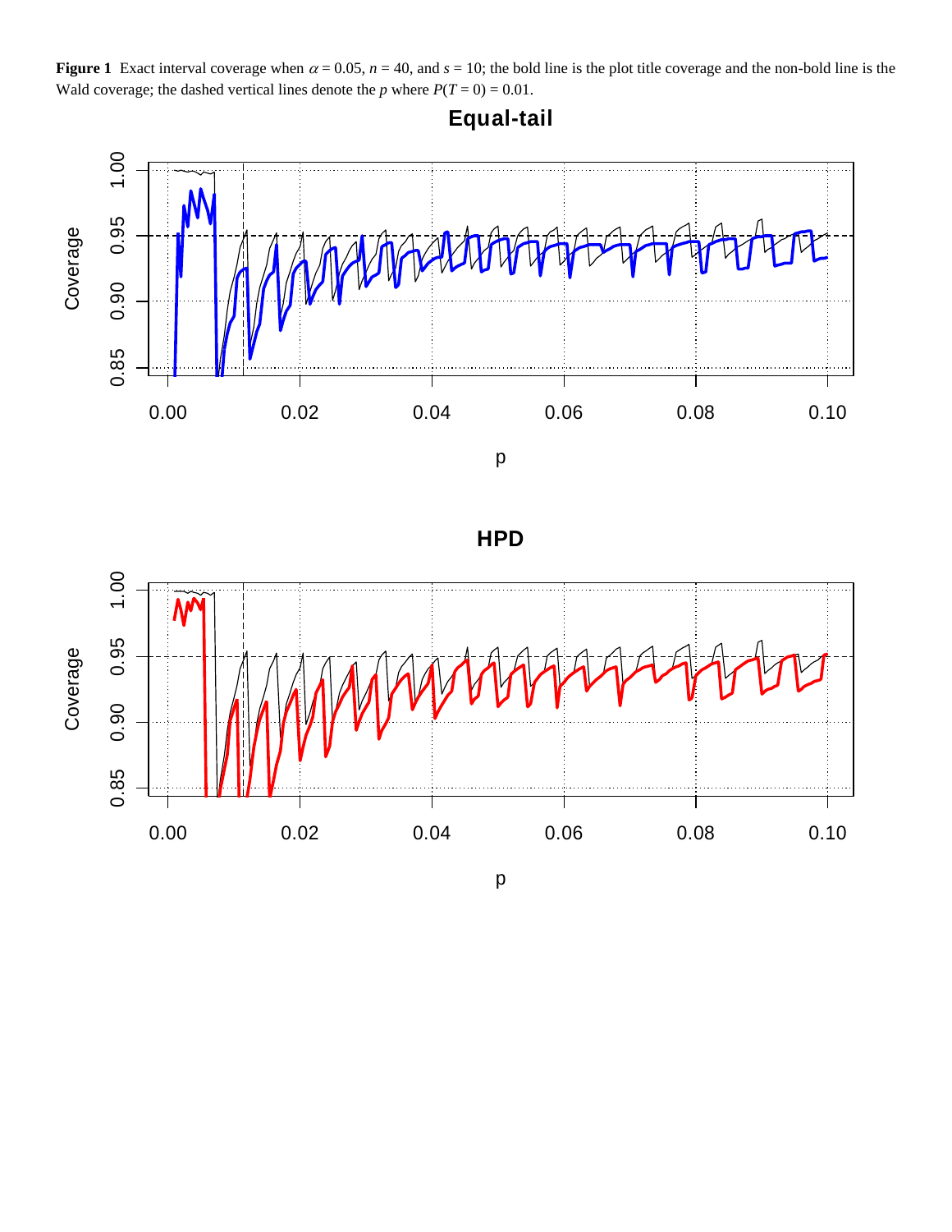**Figure 1** Exact interval coverage when $\alpha = 0.05$, $n = 40$, and $s = 10$; the bold line is the plot title coverage and the non-bold line is the Wald coverage; the dashed vertical lines denote the $p$ where $P(T = 0) = 0.01$.

**Equal-tail**

Coverage

1.00

0.95

0.90

0.85

0.00 0.02 0.04 0.06 0.08 0.10

p

**HPD**

Coverage

1.00

0.95

0.90

0.85

0.00 0.02 0.04 0.06 0.08 0.10

p